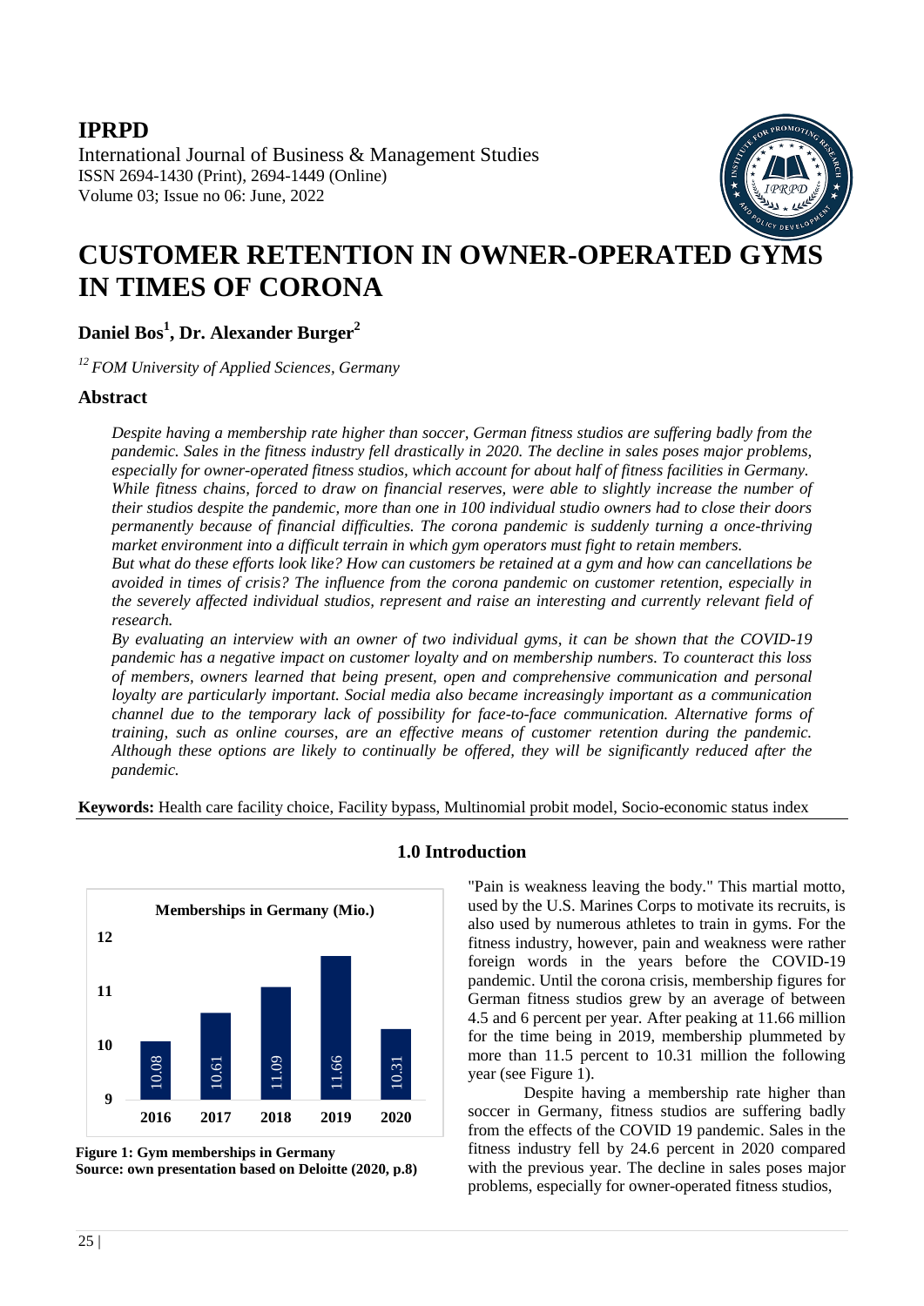**IPRPD**
International Journal of Business & Management Studies
ISSN 2694-1430 (Print), 2694-1449 (Online)
Volume 03; Issue no 06: June, 2022

# CUSTOMER RETENTION IN OWNER-OPERATED GYMS IN TIMES OF CORONA

**Daniel Bos[1], Dr. Alexander Burger[2]**

*[12] FOM University of Applied Sciences, Germany*

## Abstract

*Despite having a membership rate higher than soccer, German fitness studios are suffering badly from the pandemic. Sales in the fitness industry fell drastically in 2020. The decline in sales poses major problems, especially for owner-operated fitness studios, which account for about half of fitness facilities in Germany. While fitness chains, forced to draw on financial reserves, were able to slightly increase the number of their studios despite the pandemic, more than one in 100 individual studio owners had to close their doors permanently because of financial difficulties. The corona pandemic is suddenly turning a once-thriving market environment into a difficult terrain in which gym operators must fight to retain members.*

*But what do these efforts look like? How can customers be retained at a gym and how can cancellations be avoided in times of crisis? The influence from the corona pandemic on customer retention, especially in the severely affected individual studios, represent and raise an interesting and currently relevant field of research.*

*By evaluating an interview with an owner of two individual gyms, it can be shown that the COVID-19 pandemic has a negative impact on customer loyalty and on membership numbers. To counteract this loss of members, owners learned that being present, open and comprehensive communication and personal loyalty are particularly important. Social media also became increasingly important as a communication channel due to the temporary lack of possibility for face-to-face communication. Alternative forms of training, such as online courses, are an effective means of customer retention during the pandemic. Although these options are likely to continually be offered, they will be significantly reduced after the pandemic.*

**Keywords:** Health care facility choice, Facility bypass, Multinomial probit model, Socio-economic status index

## 1.0 Introduction

"Pain is weakness leaving the body." This martial motto, used by the U.S. Marines Corps to motivate its recruits, is also used by numerous athletes to train in gyms. For the fitness industry, however, pain and weakness were rather foreign words in the years before the COVID-19 pandemic. Until the corona crisis, membership figures for German fitness studios grew by an average of between 4.5 and 6 percent per year. After peaking at 11.66 million for the time being in 2019, membership plummeted by more than 11.5 percent to 10.31 million the following year (see Figure 1).

Despite having a membership rate higher than soccer in Germany, fitness studios are suffering badly from the effects of the COVID 19 pandemic. Sales in the fitness industry fell by 24.6 percent in 2020 compared with the previous year. The decline in sales poses major problems, especially for owner-operated fitness studios,

**Memberships in Germany (Mio.)**

| Year | Memberships (Mio.) |
|---|---|
| 2016 | 10.08 |
| 2017 | 10.61 |
| 2018 | 11.09 |
| 2019 | 11.66 |
| 2020 | 10.31 |

**Figure 1: Gym memberships in Germany**
**Source: own presentation based on Deloitte (2020, p.8)**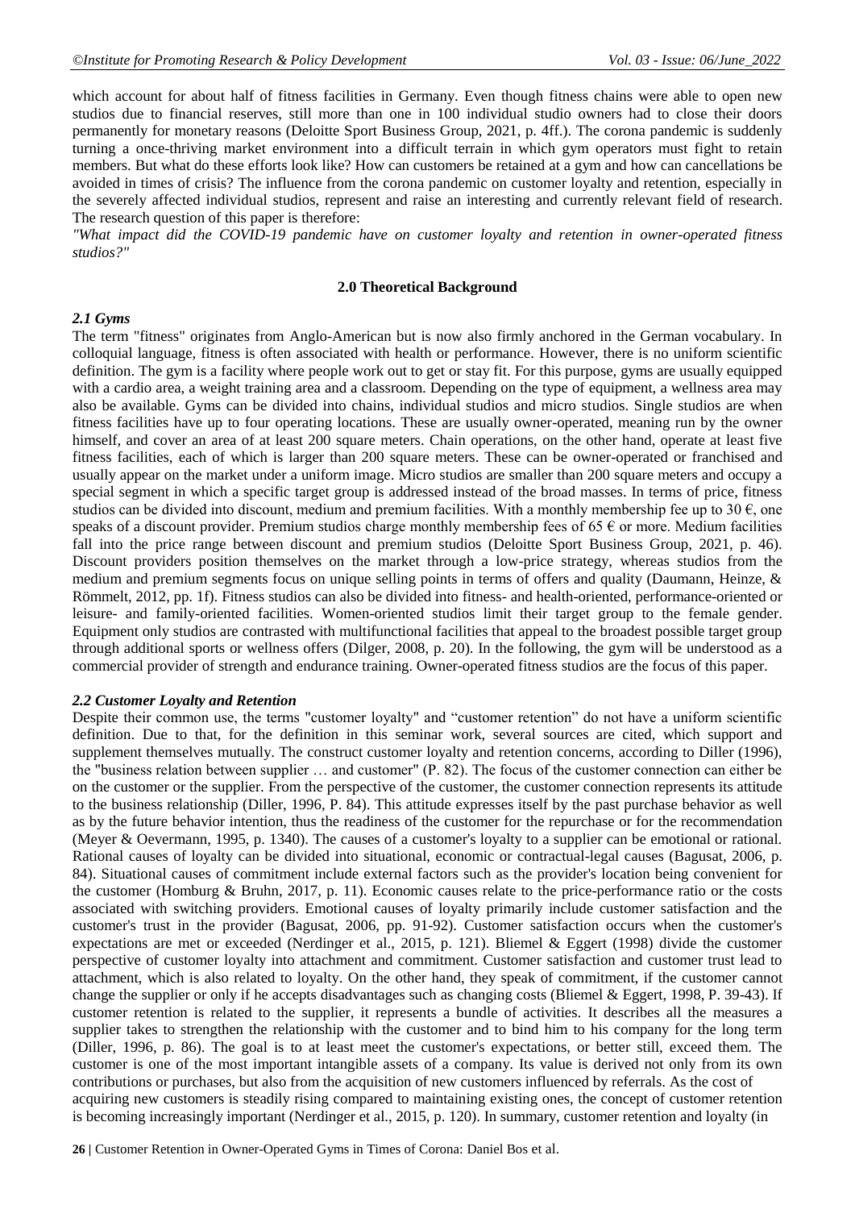which account for about half of fitness facilities in Germany. Even though fitness chains were able to open new studios due to financial reserves, still more than one in 100 individual studio owners had to close their doors permanently for monetary reasons (Deloitte Sport Business Group, 2021, p. 4ff.). The corona pandemic is suddenly turning a once-thriving market environment into a difficult terrain in which gym operators must fight to retain members. But what do these efforts look like? How can customers be retained at a gym and how can cancellations be avoided in times of crisis? The influence from the corona pandemic on customer loyalty and retention, especially in the severely affected individual studios, represent and raise an interesting and currently relevant field of research. The research question of this paper is therefore:

*"What impact did the COVID-19 pandemic have on customer loyalty and retention in owner-operated fitness studios?"*

## 2.0 Theoretical Background

### *2.1 Gyms*

The term "fitness" originates from Anglo-American but is now also firmly anchored in the German vocabulary. In colloquial language, fitness is often associated with health or performance. However, there is no uniform scientific definition. The gym is a facility where people work out to get or stay fit. For this purpose, gyms are usually equipped with a cardio area, a weight training area and a classroom. Depending on the type of equipment, a wellness area may also be available. Gyms can be divided into chains, individual studios and micro studios. Single studios are when fitness facilities have up to four operating locations. These are usually owner-operated, meaning run by the owner himself, and cover an area of at least 200 square meters. Chain operations, on the other hand, operate at least five fitness facilities, each of which is larger than 200 square meters. These can be owner-operated or franchised and usually appear on the market under a uniform image. Micro studios are smaller than 200 square meters and occupy a special segment in which a specific target group is addressed instead of the broad masses. In terms of price, fitness studios can be divided into discount, medium and premium facilities. With a monthly membership fee up to 30 €, one speaks of a discount provider. Premium studios charge monthly membership fees of 65 € or more. Medium facilities fall into the price range between discount and premium studios (Deloitte Sport Business Group, 2021, p. 46). Discount providers position themselves on the market through a low-price strategy, whereas studios from the medium and premium segments focus on unique selling points in terms of offers and quality (Daumann, Heinze, & Römmelt, 2012, pp. 1f). Fitness studios can also be divided into fitness- and health-oriented, performance-oriented or leisure- and family-oriented facilities. Women-oriented studios limit their target group to the female gender. Equipment only studios are contrasted with multifunctional facilities that appeal to the broadest possible target group through additional sports or wellness offers (Dilger, 2008, p. 20). In the following, the gym will be understood as a commercial provider of strength and endurance training. Owner-operated fitness studios are the focus of this paper.

### *2.2 Customer Loyalty and Retention*

Despite their common use, the terms "customer loyalty" and "customer retention" do not have a uniform scientific definition. Due to that, for the definition in this seminar work, several sources are cited, which support and supplement themselves mutually. The construct customer loyalty and retention concerns, according to Diller (1996), the "business relation between supplier … and customer" (P. 82). The focus of the customer connection can either be on the customer or the supplier. From the perspective of the customer, the customer connection represents its attitude to the business relationship (Diller, 1996, P. 84). This attitude expresses itself by the past purchase behavior as well as by the future behavior intention, thus the readiness of the customer for the repurchase or for the recommendation (Meyer & Oevermann, 1995, p. 1340). The causes of a customer's loyalty to a supplier can be emotional or rational. Rational causes of loyalty can be divided into situational, economic or contractual-legal causes (Bagusat, 2006, p. 84). Situational causes of commitment include external factors such as the provider's location being convenient for the customer (Homburg & Bruhn, 2017, p. 11). Economic causes relate to the price-performance ratio or the costs associated with switching providers. Emotional causes of loyalty primarily include customer satisfaction and the customer's trust in the provider (Bagusat, 2006, pp. 91-92). Customer satisfaction occurs when the customer's expectations are met or exceeded (Nerdinger et al., 2015, p. 121). Bliemel & Eggert (1998) divide the customer perspective of customer loyalty into attachment and commitment. Customer satisfaction and customer trust lead to attachment, which is also related to loyalty. On the other hand, they speak of commitment, if the customer cannot change the supplier or only if he accepts disadvantages such as changing costs (Bliemel & Eggert, 1998, P. 39-43). If customer retention is related to the supplier, it represents a bundle of activities. It describes all the measures a supplier takes to strengthen the relationship with the customer and to bind him to his company for the long term (Diller, 1996, p. 86). The goal is to at least meet the customer's expectations, or better still, exceed them. The customer is one of the most important intangible assets of a company. Its value is derived not only from its own contributions or purchases, but also from the acquisition of new customers influenced by referrals. As the cost of acquiring new customers is steadily rising compared to maintaining existing ones, the concept of customer retention is becoming increasingly important (Nerdinger et al., 2015, p. 120). In summary, customer retention and loyalty (in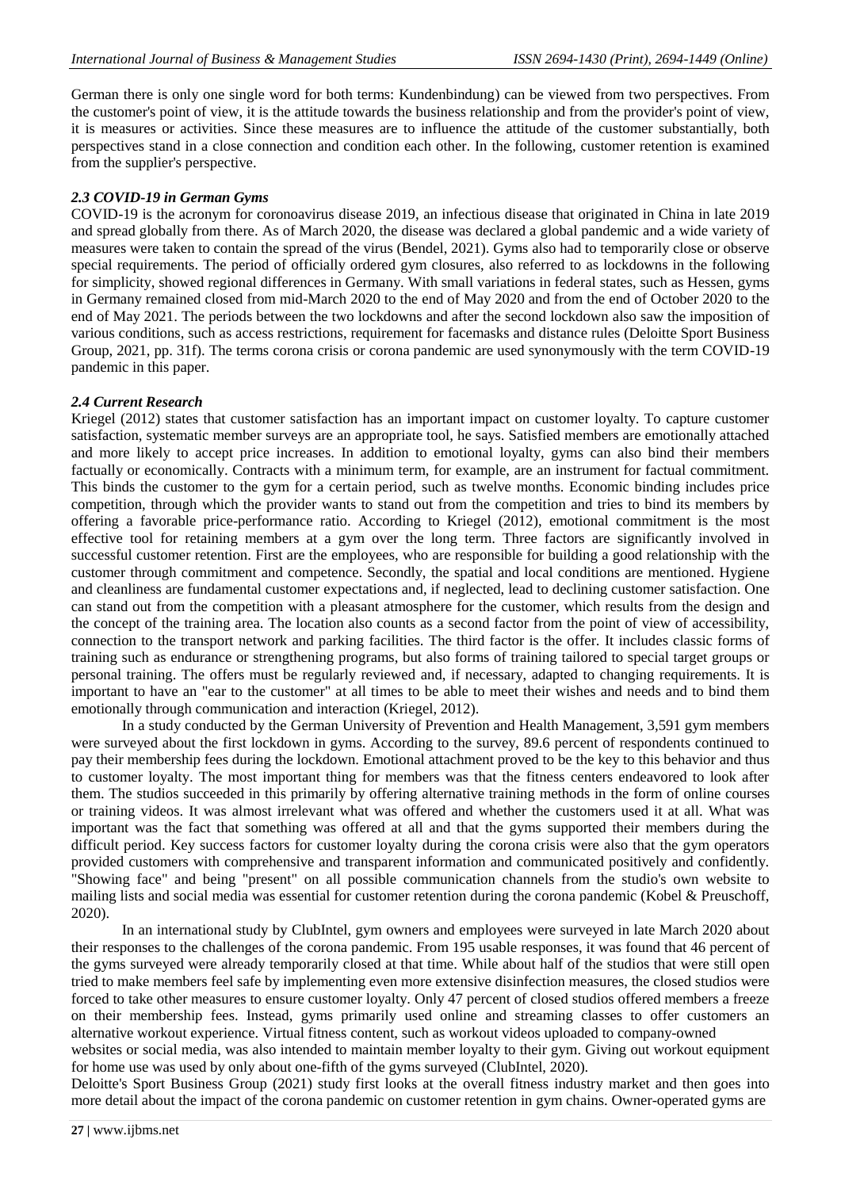German there is only one single word for both terms: Kundenbindung) can be viewed from two perspectives. From the customer's point of view, it is the attitude towards the business relationship and from the provider's point of view, it is measures or activities. Since these measures are to influence the attitude of the customer substantially, both perspectives stand in a close connection and condition each other. In the following, customer retention is examined from the supplier's perspective.

### *2.3 COVID-19 in German Gyms*

COVID-19 is the acronym for coronoavirus disease 2019, an infectious disease that originated in China in late 2019 and spread globally from there. As of March 2020, the disease was declared a global pandemic and a wide variety of measures were taken to contain the spread of the virus (Bendel, 2021). Gyms also had to temporarily close or observe special requirements. The period of officially ordered gym closures, also referred to as lockdowns in the following for simplicity, showed regional differences in Germany. With small variations in federal states, such as Hessen, gyms in Germany remained closed from mid-March 2020 to the end of May 2020 and from the end of October 2020 to the end of May 2021. The periods between the two lockdowns and after the second lockdown also saw the imposition of various conditions, such as access restrictions, requirement for facemasks and distance rules (Deloitte Sport Business Group, 2021, pp. 31f). The terms corona crisis or corona pandemic are used synonymously with the term COVID-19 pandemic in this paper.

### *2.4 Current Research*

Kriegel (2012) states that customer satisfaction has an important impact on customer loyalty. To capture customer satisfaction, systematic member surveys are an appropriate tool, he says. Satisfied members are emotionally attached and more likely to accept price increases. In addition to emotional loyalty, gyms can also bind their members factually or economically. Contracts with a minimum term, for example, are an instrument for factual commitment. This binds the customer to the gym for a certain period, such as twelve months. Economic binding includes price competition, through which the provider wants to stand out from the competition and tries to bind its members by offering a favorable price-performance ratio. According to Kriegel (2012), emotional commitment is the most effective tool for retaining members at a gym over the long term. Three factors are significantly involved in successful customer retention. First are the employees, who are responsible for building a good relationship with the customer through commitment and competence. Secondly, the spatial and local conditions are mentioned. Hygiene and cleanliness are fundamental customer expectations and, if neglected, lead to declining customer satisfaction. One can stand out from the competition with a pleasant atmosphere for the customer, which results from the design and the concept of the training area. The location also counts as a second factor from the point of view of accessibility, connection to the transport network and parking facilities. The third factor is the offer. It includes classic forms of training such as endurance or strengthening programs, but also forms of training tailored to special target groups or personal training. The offers must be regularly reviewed and, if necessary, adapted to changing requirements. It is important to have an "ear to the customer" at all times to be able to meet their wishes and needs and to bind them emotionally through communication and interaction (Kriegel, 2012).

In a study conducted by the German University of Prevention and Health Management, 3,591 gym members were surveyed about the first lockdown in gyms. According to the survey, 89.6 percent of respondents continued to pay their membership fees during the lockdown. Emotional attachment proved to be the key to this behavior and thus to customer loyalty. The most important thing for members was that the fitness centers endeavored to look after them. The studios succeeded in this primarily by offering alternative training methods in the form of online courses or training videos. It was almost irrelevant what was offered and whether the customers used it at all. What was important was the fact that something was offered at all and that the gyms supported their members during the difficult period. Key success factors for customer loyalty during the corona crisis were also that the gym operators provided customers with comprehensive and transparent information and communicated positively and confidently. "Showing face" and being "present" on all possible communication channels from the studio's own website to mailing lists and social media was essential for customer retention during the corona pandemic (Kobel & Preuschoff, 2020).

In an international study by ClubIntel, gym owners and employees were surveyed in late March 2020 about their responses to the challenges of the corona pandemic. From 195 usable responses, it was found that 46 percent of the gyms surveyed were already temporarily closed at that time. While about half of the studios that were still open tried to make members feel safe by implementing even more extensive disinfection measures, the closed studios were forced to take other measures to ensure customer loyalty. Only 47 percent of closed studios offered members a freeze on their membership fees. Instead, gyms primarily used online and streaming classes to offer customers an alternative workout experience. Virtual fitness content, such as workout videos uploaded to company-owned websites or social media, was also intended to maintain member loyalty to their gym. Giving out workout equipment for home use was used by only about one-fifth of the gyms surveyed (ClubIntel, 2020).

Deloitte's Sport Business Group (2021) study first looks at the overall fitness industry market and then goes into more detail about the impact of the corona pandemic on customer retention in gym chains. Owner-operated gyms are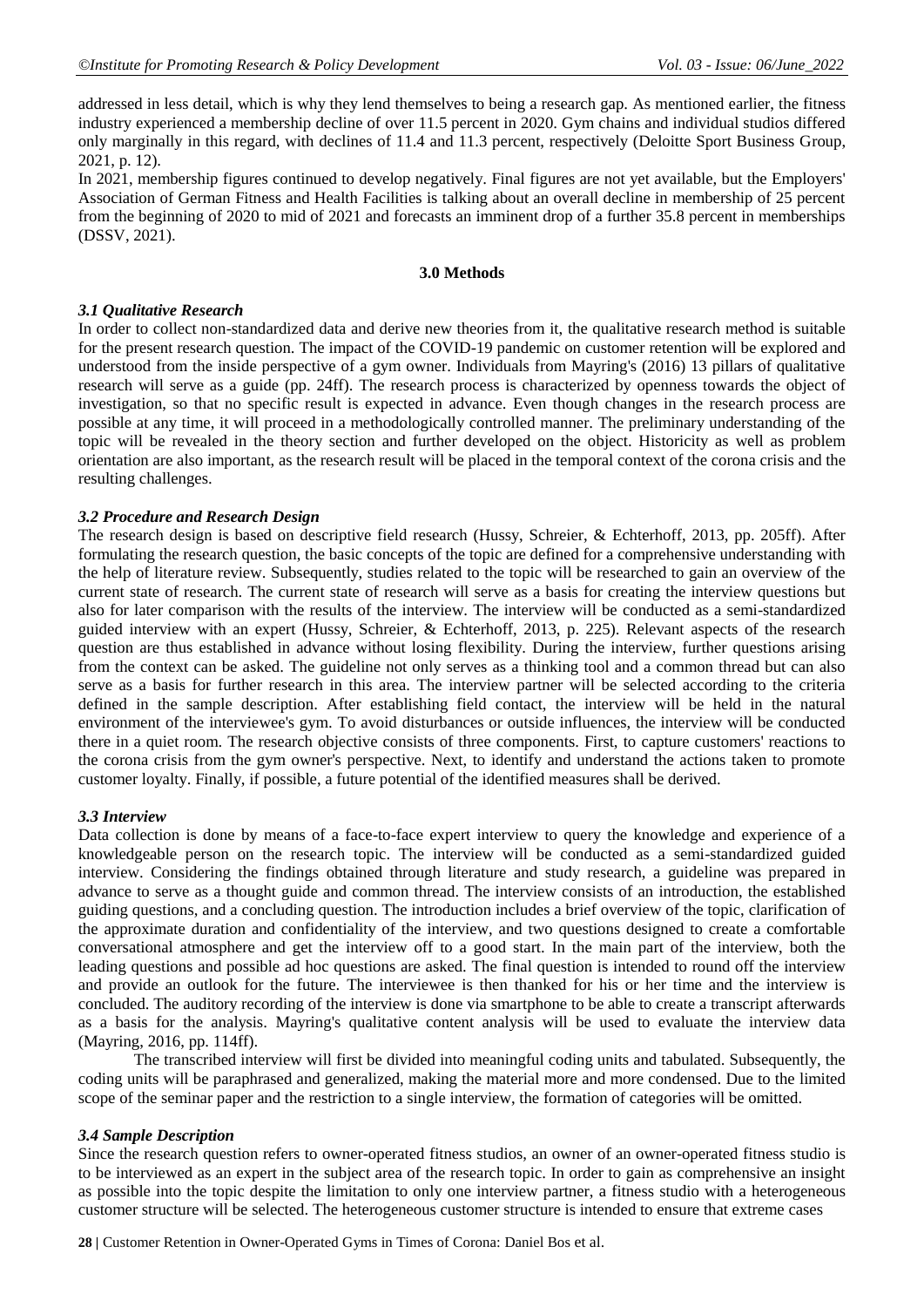addressed in less detail, which is why they lend themselves to being a research gap. As mentioned earlier, the fitness industry experienced a membership decline of over 11.5 percent in 2020. Gym chains and individual studios differed only marginally in this regard, with declines of 11.4 and 11.3 percent, respectively (Deloitte Sport Business Group, 2021, p. 12).

In 2021, membership figures continued to develop negatively. Final figures are not yet available, but the Employers' Association of German Fitness and Health Facilities is talking about an overall decline in membership of 25 percent from the beginning of 2020 to mid of 2021 and forecasts an imminent drop of a further 35.8 percent in memberships (DSSV, 2021).

## 3.0 Methods

### *3.1 Qualitative Research*

In order to collect non-standardized data and derive new theories from it, the qualitative research method is suitable for the present research question. The impact of the COVID-19 pandemic on customer retention will be explored and understood from the inside perspective of a gym owner. Individuals from Mayring's (2016) 13 pillars of qualitative research will serve as a guide (pp. 24ff). The research process is characterized by openness towards the object of investigation, so that no specific result is expected in advance. Even though changes in the research process are possible at any time, it will proceed in a methodologically controlled manner. The preliminary understanding of the topic will be revealed in the theory section and further developed on the object. Historicity as well as problem orientation are also important, as the research result will be placed in the temporal context of the corona crisis and the resulting challenges.

### *3.2 Procedure and Research Design*

The research design is based on descriptive field research (Hussy, Schreier, & Echterhoff, 2013, pp. 205ff). After formulating the research question, the basic concepts of the topic are defined for a comprehensive understanding with the help of literature review. Subsequently, studies related to the topic will be researched to gain an overview of the current state of research. The current state of research will serve as a basis for creating the interview questions but also for later comparison with the results of the interview. The interview will be conducted as a semi-standardized guided interview with an expert (Hussy, Schreier, & Echterhoff, 2013, p. 225). Relevant aspects of the research question are thus established in advance without losing flexibility. During the interview, further questions arising from the context can be asked. The guideline not only serves as a thinking tool and a common thread but can also serve as a basis for further research in this area. The interview partner will be selected according to the criteria defined in the sample description. After establishing field contact, the interview will be held in the natural environment of the interviewee's gym. To avoid disturbances or outside influences, the interview will be conducted there in a quiet room. The research objective consists of three components. First, to capture customers' reactions to the corona crisis from the gym owner's perspective. Next, to identify and understand the actions taken to promote customer loyalty. Finally, if possible, a future potential of the identified measures shall be derived.

### *3.3 Interview*

Data collection is done by means of a face-to-face expert interview to query the knowledge and experience of a knowledgeable person on the research topic. The interview will be conducted as a semi-standardized guided interview. Considering the findings obtained through literature and study research, a guideline was prepared in advance to serve as a thought guide and common thread. The interview consists of an introduction, the established guiding questions, and a concluding question. The introduction includes a brief overview of the topic, clarification of the approximate duration and confidentiality of the interview, and two questions designed to create a comfortable conversational atmosphere and get the interview off to a good start. In the main part of the interview, both the leading questions and possible ad hoc questions are asked. The final question is intended to round off the interview and provide an outlook for the future. The interviewee is then thanked for his or her time and the interview is concluded. The auditory recording of the interview is done via smartphone to be able to create a transcript afterwards as a basis for the analysis. Mayring's qualitative content analysis will be used to evaluate the interview data (Mayring, 2016, pp. 114ff).

The transcribed interview will first be divided into meaningful coding units and tabulated. Subsequently, the coding units will be paraphrased and generalized, making the material more and more condensed. Due to the limited scope of the seminar paper and the restriction to a single interview, the formation of categories will be omitted.

### *3.4 Sample Description*

Since the research question refers to owner-operated fitness studios, an owner of an owner-operated fitness studio is to be interviewed as an expert in the subject area of the research topic. In order to gain as comprehensive an insight as possible into the topic despite the limitation to only one interview partner, a fitness studio with a heterogeneous customer structure will be selected. The heterogeneous customer structure is intended to ensure that extreme cases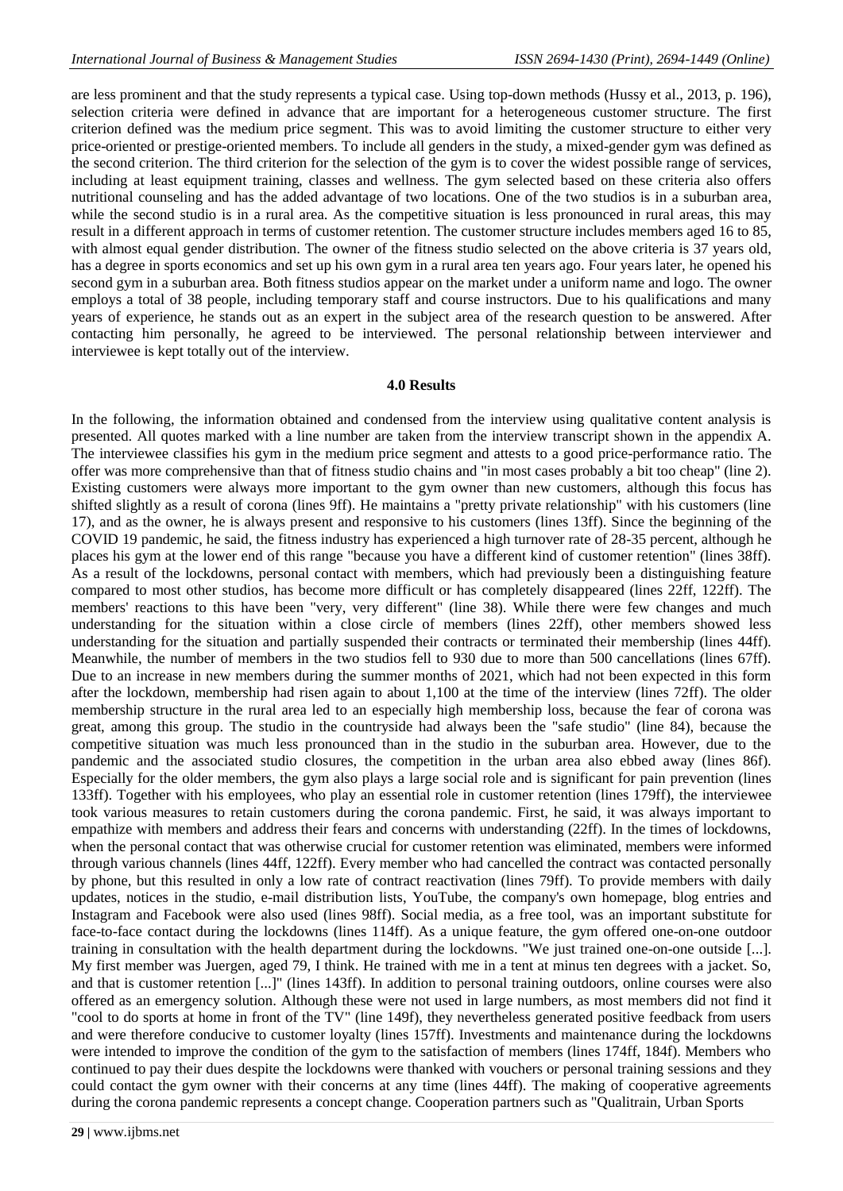are less prominent and that the study represents a typical case. Using top-down methods (Hussy et al., 2013, p. 196), selection criteria were defined in advance that are important for a heterogeneous customer structure. The first criterion defined was the medium price segment. This was to avoid limiting the customer structure to either very price-oriented or prestige-oriented members. To include all genders in the study, a mixed-gender gym was defined as the second criterion. The third criterion for the selection of the gym is to cover the widest possible range of services, including at least equipment training, classes and wellness. The gym selected based on these criteria also offers nutritional counseling and has the added advantage of two locations. One of the two studios is in a suburban area, while the second studio is in a rural area. As the competitive situation is less pronounced in rural areas, this may result in a different approach in terms of customer retention. The customer structure includes members aged 16 to 85, with almost equal gender distribution. The owner of the fitness studio selected on the above criteria is 37 years old, has a degree in sports economics and set up his own gym in a rural area ten years ago. Four years later, he opened his second gym in a suburban area. Both fitness studios appear on the market under a uniform name and logo. The owner employs a total of 38 people, including temporary staff and course instructors. Due to his qualifications and many years of experience, he stands out as an expert in the subject area of the research question to be answered. After contacting him personally, he agreed to be interviewed. The personal relationship between interviewer and interviewee is kept totally out of the interview.

## 4.0 Results

In the following, the information obtained and condensed from the interview using qualitative content analysis is presented. All quotes marked with a line number are taken from the interview transcript shown in the appendix A. The interviewee classifies his gym in the medium price segment and attests to a good price-performance ratio. The offer was more comprehensive than that of fitness studio chains and "in most cases probably a bit too cheap" (line 2). Existing customers were always more important to the gym owner than new customers, although this focus has shifted slightly as a result of corona (lines 9ff). He maintains a "pretty private relationship" with his customers (line 17), and as the owner, he is always present and responsive to his customers (lines 13ff). Since the beginning of the COVID 19 pandemic, he said, the fitness industry has experienced a high turnover rate of 28-35 percent, although he places his gym at the lower end of this range "because you have a different kind of customer retention" (lines 38ff). As a result of the lockdowns, personal contact with members, which had previously been a distinguishing feature compared to most other studios, has become more difficult or has completely disappeared (lines 22ff, 122ff). The members' reactions to this have been "very, very different" (line 38). While there were few changes and much understanding for the situation within a close circle of members (lines 22ff), other members showed less understanding for the situation and partially suspended their contracts or terminated their membership (lines 44ff). Meanwhile, the number of members in the two studios fell to 930 due to more than 500 cancellations (lines 67ff). Due to an increase in new members during the summer months of 2021, which had not been expected in this form after the lockdown, membership had risen again to about 1,100 at the time of the interview (lines 72ff). The older membership structure in the rural area led to an especially high membership loss, because the fear of corona was great, among this group. The studio in the countryside had always been the "safe studio" (line 84), because the competitive situation was much less pronounced than in the studio in the suburban area. However, due to the pandemic and the associated studio closures, the competition in the urban area also ebbed away (lines 86f). Especially for the older members, the gym also plays a large social role and is significant for pain prevention (lines 133ff). Together with his employees, who play an essential role in customer retention (lines 179ff), the interviewee took various measures to retain customers during the corona pandemic. First, he said, it was always important to empathize with members and address their fears and concerns with understanding (22ff). In the times of lockdowns, when the personal contact that was otherwise crucial for customer retention was eliminated, members were informed through various channels (lines 44ff, 122ff). Every member who had cancelled the contract was contacted personally by phone, but this resulted in only a low rate of contract reactivation (lines 79ff). To provide members with daily updates, notices in the studio, e-mail distribution lists, YouTube, the company's own homepage, blog entries and Instagram and Facebook were also used (lines 98ff). Social media, as a free tool, was an important substitute for face-to-face contact during the lockdowns (lines 114ff). As a unique feature, the gym offered one-on-one outdoor training in consultation with the health department during the lockdowns. "We just trained one-on-one outside [...]. My first member was Juergen, aged 79, I think. He trained with me in a tent at minus ten degrees with a jacket. So, and that is customer retention [...]" (lines 143ff). In addition to personal training outdoors, online courses were also offered as an emergency solution. Although these were not used in large numbers, as most members did not find it "cool to do sports at home in front of the TV" (line 149f), they nevertheless generated positive feedback from users and were therefore conducive to customer loyalty (lines 157ff). Investments and maintenance during the lockdowns were intended to improve the condition of the gym to the satisfaction of members (lines 174ff, 184f). Members who continued to pay their dues despite the lockdowns were thanked with vouchers or personal training sessions and they could contact the gym owner with their concerns at any time (lines 44ff). The making of cooperative agreements during the corona pandemic represents a concept change. Cooperation partners such as "Qualitrain, Urban Sports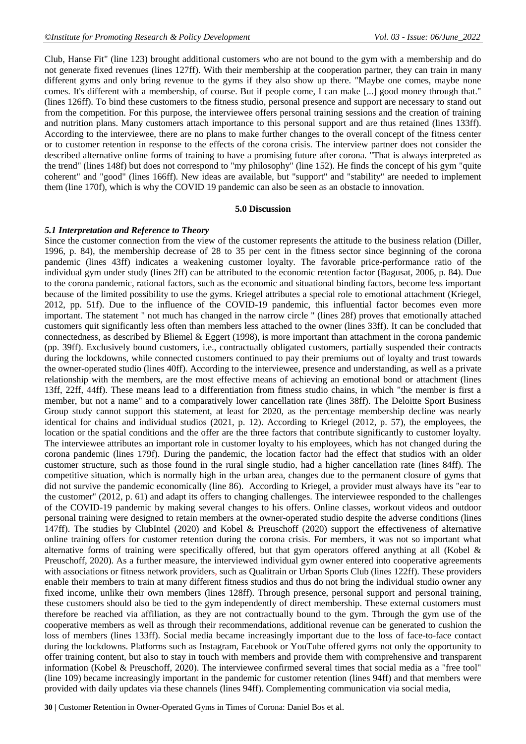Club, Hanse Fit" (line 123) brought additional customers who are not bound to the gym with a membership and do not generate fixed revenues (lines 127ff). With their membership at the cooperation partner, they can train in many different gyms and only bring revenue to the gyms if they also show up there. "Maybe one comes, maybe none comes. It's different with a membership, of course. But if people come, I can make [...] good money through that." (lines 126ff). To bind these customers to the fitness studio, personal presence and support are necessary to stand out from the competition. For this purpose, the interviewee offers personal training sessions and the creation of training and nutrition plans. Many customers attach importance to this personal support and are thus retained (lines 133ff). According to the interviewee, there are no plans to make further changes to the overall concept of the fitness center or to customer retention in response to the effects of the corona crisis. The interview partner does not consider the described alternative online forms of training to have a promising future after corona. "That is always interpreted as the trend" (lines 148f) but does not correspond to "my philosophy" (line 152). He finds the concept of his gym "quite coherent" and "good" (lines 166ff). New ideas are available, but "support" and "stability" are needed to implement them (line 170f), which is why the COVID 19 pandemic can also be seen as an obstacle to innovation.

## 5.0 Discussion

### *5.1 Interpretation and Reference to Theory*

Since the customer connection from the view of the customer represents the attitude to the business relation (Diller, 1996, p. 84), the membership decrease of 28 to 35 per cent in the fitness sector since beginning of the corona pandemic (lines 43ff) indicates a weakening customer loyalty. The favorable price-performance ratio of the individual gym under study (lines 2ff) can be attributed to the economic retention factor (Bagusat, 2006, p. 84). Due to the corona pandemic, rational factors, such as the economic and situational binding factors, become less important because of the limited possibility to use the gyms. Kriegel attributes a special role to emotional attachment (Kriegel, 2012, pp. 51f). Due to the influence of the COVID-19 pandemic, this influential factor becomes even more important. The statement " not much has changed in the narrow circle " (lines 28f) proves that emotionally attached customers quit significantly less often than members less attached to the owner (lines 33ff). It can be concluded that connectedness, as described by Bliemel & Eggert (1998), is more important than attachment in the corona pandemic (pp. 39ff). Exclusively bound customers, i.e., contractually obligated customers, partially suspended their contracts during the lockdowns, while connected customers continued to pay their premiums out of loyalty and trust towards the owner-operated studio (lines 40ff). According to the interviewee, presence and understanding, as well as a private relationship with the members, are the most effective means of achieving an emotional bond or attachment (lines 13ff, 22ff, 44ff). These means lead to a differentiation from fitness studio chains, in which "the member is first a member, but not a name" and to a comparatively lower cancellation rate (lines 38ff). The Deloitte Sport Business Group study cannot support this statement, at least for 2020, as the percentage membership decline was nearly identical for chains and individual studios (2021, p. 12). According to Kriegel (2012, p. 57), the employees, the location or the spatial conditions and the offer are the three factors that contribute significantly to customer loyalty. The interviewee attributes an important role in customer loyalty to his employees, which has not changed during the corona pandemic (lines 179f). During the pandemic, the location factor had the effect that studios with an older customer structure, such as those found in the rural single studio, had a higher cancellation rate (lines 84ff). The competitive situation, which is normally high in the urban area, changes due to the permanent closure of gyms that did not survive the pandemic economically (line 86). According to Kriegel, a provider must always have its "ear to the customer" (2012, p. 61) and adapt its offers to changing challenges. The interviewee responded to the challenges of the COVID-19 pandemic by making several changes to his offers. Online classes, workout videos and outdoor personal training were designed to retain members at the owner-operated studio despite the adverse conditions (lines 147ff). The studies by ClubIntel (2020) and Kobel & Preuschoff (2020) support the effectiveness of alternative online training offers for customer retention during the corona crisis. For members, it was not so important what alternative forms of training were specifically offered, but that gym operators offered anything at all (Kobel & Preuschoff, 2020). As a further measure, the interviewed individual gym owner entered into cooperative agreements with associations or fitness network providers, such as Qualitrain or Urban Sports Club (lines 122ff). These providers enable their members to train at many different fitness studios and thus do not bring the individual studio owner any fixed income, unlike their own members (lines 128ff). Through presence, personal support and personal training, these customers should also be tied to the gym independently of direct membership. These external customers must therefore be reached via affiliation, as they are not contractually bound to the gym. Through the gym use of the cooperative members as well as through their recommendations, additional revenue can be generated to cushion the loss of members (lines 133ff). Social media became increasingly important due to the loss of face-to-face contact during the lockdowns. Platforms such as Instagram, Facebook or YouTube offered gyms not only the opportunity to offer training content, but also to stay in touch with members and provide them with comprehensive and transparent information (Kobel & Preuschoff, 2020). The interviewee confirmed several times that social media as a "free tool" (line 109) became increasingly important in the pandemic for customer retention (lines 94ff) and that members were provided with daily updates via these channels (lines 94ff). Complementing communication via social media,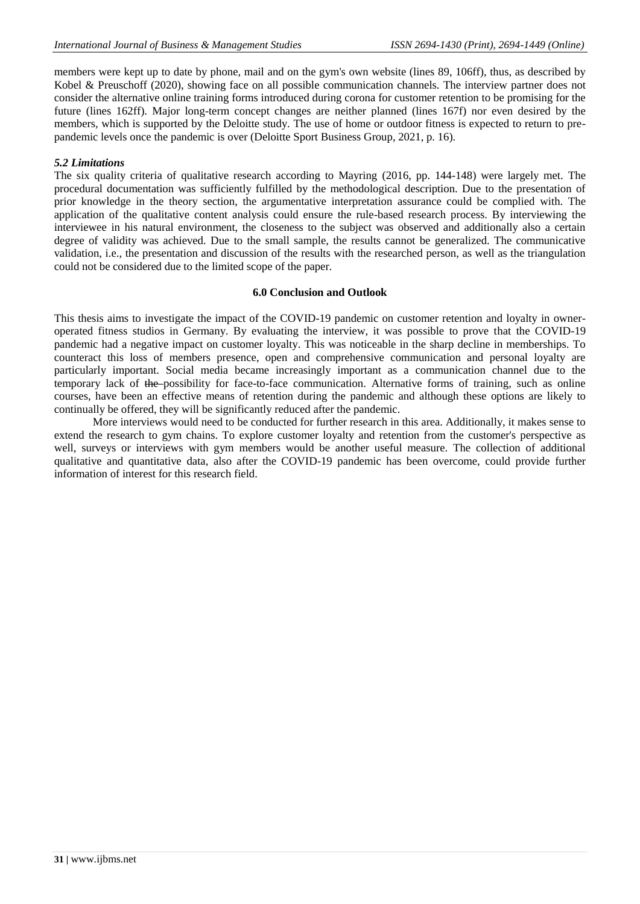members were kept up to date by phone, mail and on the gym's own website (lines 89, 106ff), thus, as described by Kobel & Preuschoff (2020), showing face on all possible communication channels. The interview partner does not consider the alternative online training forms introduced during corona for customer retention to be promising for the future (lines 162ff). Major long-term concept changes are neither planned (lines 167f) nor even desired by the members, which is supported by the Deloitte study. The use of home or outdoor fitness is expected to return to pre-pandemic levels once the pandemic is over (Deloitte Sport Business Group, 2021, p. 16).

### *5.2 Limitations*

The six quality criteria of qualitative research according to Mayring (2016, pp. 144-148) were largely met. The procedural documentation was sufficiently fulfilled by the methodological description. Due to the presentation of prior knowledge in the theory section, the argumentative interpretation assurance could be complied with. The application of the qualitative content analysis could ensure the rule-based research process. By interviewing the interviewee in his natural environment, the closeness to the subject was observed and additionally also a certain degree of validity was achieved. Due to the small sample, the results cannot be generalized. The communicative validation, i.e., the presentation and discussion of the results with the researched person, as well as the triangulation could not be considered due to the limited scope of the paper.

## 6.0 Conclusion and Outlook

This thesis aims to investigate the impact of the COVID-19 pandemic on customer retention and loyalty in owner-operated fitness studios in Germany. By evaluating the interview, it was possible to prove that the COVID-19 pandemic had a negative impact on customer loyalty. This was noticeable in the sharp decline in memberships. To counteract this loss of members presence, open and comprehensive communication and personal loyalty are particularly important. Social media became increasingly important as a communication channel due to the temporary lack of ~~the~~ possibility for face-to-face communication. Alternative forms of training, such as online courses, have been an effective means of retention during the pandemic and although these options are likely to continually be offered, they will be significantly reduced after the pandemic.

More interviews would need to be conducted for further research in this area. Additionally, it makes sense to extend the research to gym chains. To explore customer loyalty and retention from the customer's perspective as well, surveys or interviews with gym members would be another useful measure. The collection of additional qualitative and quantitative data, also after the COVID-19 pandemic has been overcome, could provide further information of interest for this research field.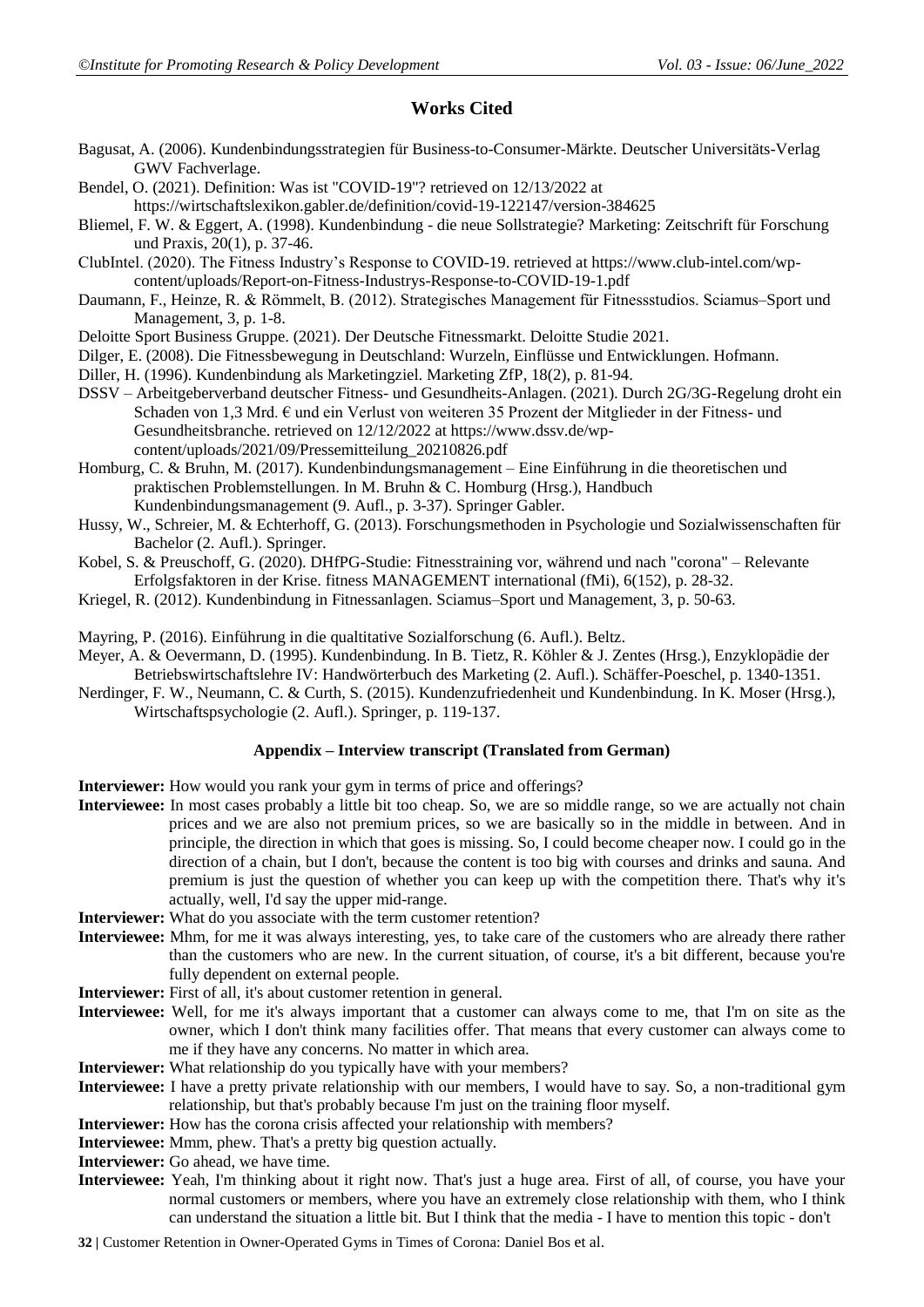## Works Cited

Bagusat, A. (2006). Kundenbindungsstrategien für Business-to-Consumer-Märkte. Deutscher Universitäts-Verlag GWV Fachverlage.

Bendel, O. (2021). Definition: Was ist "COVID-19"? retrieved on 12/13/2022 at https://wirtschaftslexikon.gabler.de/definition/covid-19-122147/version-384625

Bliemel, F. W. & Eggert, A. (1998). Kundenbindung - die neue Sollstrategie? Marketing: Zeitschrift für Forschung und Praxis, 20(1), p. 37-46.

ClubIntel. (2020). The Fitness Industry's Response to COVID-19. retrieved at https://www.club-intel.com/wp-content/uploads/Report-on-Fitness-Industrys-Response-to-COVID-19-1.pdf

Daumann, F., Heinze, R. & Römmelt, B. (2012). Strategisches Management für Fitnessstudios. Sciamus–Sport und Management, 3, p. 1-8.

Deloitte Sport Business Gruppe. (2021). Der Deutsche Fitnessmarkt. Deloitte Studie 2021.

Dilger, E. (2008). Die Fitnessbewegung in Deutschland: Wurzeln, Einflüsse und Entwicklungen. Hofmann.

Diller, H. (1996). Kundenbindung als Marketingziel. Marketing ZfP, 18(2), p. 81-94.

DSSV – Arbeitgeberverband deutscher Fitness- und Gesundheits-Anlagen. (2021). Durch 2G/3G-Regelung droht ein Schaden von 1,3 Mrd. € und ein Verlust von weiteren 35 Prozent der Mitglieder in der Fitness- und Gesundheitsbranche. retrieved on 12/12/2022 at https://www.dssv.de/wp-content/uploads/2021/09/Pressemitteilung_20210826.pdf

Homburg, C. & Bruhn, M. (2017). Kundenbindungsmanagement – Eine Einführung in die theoretischen und praktischen Problemstellungen. In M. Bruhn & C. Homburg (Hrsg.), Handbuch Kundenbindungsmanagement (9. Aufl., p. 3-37). Springer Gabler.

Hussy, W., Schreier, M. & Echterhoff, G. (2013). Forschungsmethoden in Psychologie und Sozialwissenschaften für Bachelor (2. Aufl.). Springer.

Kobel, S. & Preuschoff, G. (2020). DHfPG-Studie: Fitnesstraining vor, während und nach "corona" – Relevante Erfolgsfaktoren in der Krise. fitness MANAGEMENT international (fMi), 6(152), p. 28-32.

Kriegel, R. (2012). Kundenbindung in Fitnessanlagen. Sciamus–Sport und Management, 3, p. 50-63.

Mayring, P. (2016). Einführung in die qualtitative Sozialforschung (6. Aufl.). Beltz.

Meyer, A. & Oevermann, D. (1995). Kundenbindung. In B. Tietz, R. Köhler & J. Zentes (Hrsg.), Enzyklopädie der Betriebswirtschaftslehre IV: Handwörterbuch des Marketing (2. Aufl.). Schäffer-Poeschel, p. 1340-1351.

Nerdinger, F. W., Neumann, C. & Curth, S. (2015). Kundenzufriedenheit und Kundenbindung. In K. Moser (Hrsg.), Wirtschaftspsychologie (2. Aufl.). Springer, p. 119-137.

### Appendix – Interview transcript (Translated from German)

**Interviewer:** How would you rank your gym in terms of price and offerings?

**Interviewee:** In most cases probably a little bit too cheap. So, we are so middle range, so we are actually not chain prices and we are also not premium prices, so we are basically so in the middle in between. And in principle, the direction in which that goes is missing. So, I could become cheaper now. I could go in the direction of a chain, but I don't, because the content is too big with courses and drinks and sauna. And premium is just the question of whether you can keep up with the competition there. That's why it's actually, well, I'd say the upper mid-range.

**Interviewer:** What do you associate with the term customer retention?

**Interviewee:** Mhm, for me it was always interesting, yes, to take care of the customers who are already there rather than the customers who are new. In the current situation, of course, it's a bit different, because you're fully dependent on external people.

**Interviewer:** First of all, it's about customer retention in general.

**Interviewee:** Well, for me it's always important that a customer can always come to me, that I'm on site as the owner, which I don't think many facilities offer. That means that every customer can always come to me if they have any concerns. No matter in which area.

**Interviewer:** What relationship do you typically have with your members?

**Interviewee:** I have a pretty private relationship with our members, I would have to say. So, a non-traditional gym relationship, but that's probably because I'm just on the training floor myself.

**Interviewer:** How has the corona crisis affected your relationship with members?

**Interviewee:** Mmm, phew. That's a pretty big question actually.

**Interviewer:** Go ahead, we have time.

**Interviewee:** Yeah, I'm thinking about it right now. That's just a huge area. First of all, of course, you have your normal customers or members, where you have an extremely close relationship with them, who I think can understand the situation a little bit. But I think that the media - I have to mention this topic - don't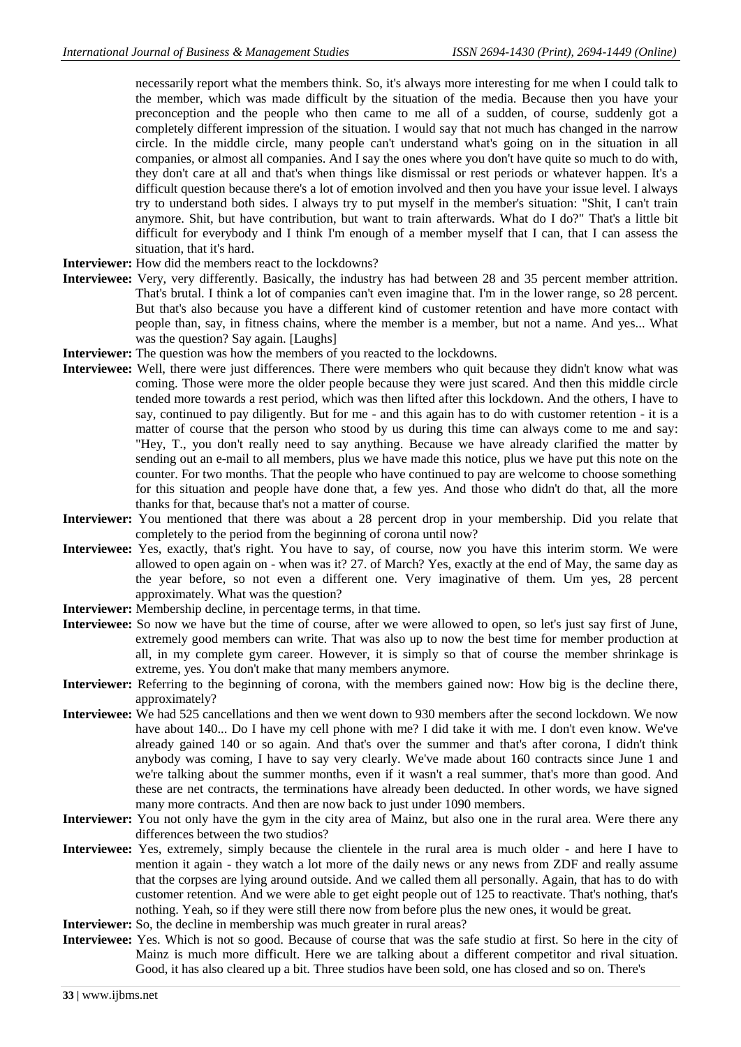necessarily report what the members think. So, it's always more interesting for me when I could talk to the member, which was made difficult by the situation of the media. Because then you have your preconception and the people who then came to me all of a sudden, of course, suddenly got a completely different impression of the situation. I would say that not much has changed in the narrow circle. In the middle circle, many people can't understand what's going on in the situation in all companies, or almost all companies. And I say the ones where you don't have quite so much to do with, they don't care at all and that's when things like dismissal or rest periods or whatever happen. It's a difficult question because there's a lot of emotion involved and then you have your issue level. I always try to understand both sides. I always try to put myself in the member's situation: "Shit, I can't train anymore. Shit, but have contribution, but want to train afterwards. What do I do?" That's a little bit difficult for everybody and I think I'm enough of a member myself that I can, that I can assess the situation, that it's hard.

**Interviewer:** How did the members react to the lockdowns?

**Interviewee:** Very, very differently. Basically, the industry has had between 28 and 35 percent member attrition. That's brutal. I think a lot of companies can't even imagine that. I'm in the lower range, so 28 percent. But that's also because you have a different kind of customer retention and have more contact with people than, say, in fitness chains, where the member is a member, but not a name. And yes... What was the question? Say again. [Laughs]

**Interviewer:** The question was how the members of you reacted to the lockdowns.

**Interviewee:** Well, there were just differences. There were members who quit because they didn't know what was coming. Those were more the older people because they were just scared. And then this middle circle tended more towards a rest period, which was then lifted after this lockdown. And the others, I have to say, continued to pay diligently. But for me - and this again has to do with customer retention - it is a matter of course that the person who stood by us during this time can always come to me and say: "Hey, T., you don't really need to say anything. Because we have already clarified the matter by sending out an e-mail to all members, plus we have made this notice, plus we have put this note on the counter. For two months. That the people who have continued to pay are welcome to choose something for this situation and people have done that, a few yes. And those who didn't do that, all the more thanks for that, because that's not a matter of course.

**Interviewer:** You mentioned that there was about a 28 percent drop in your membership. Did you relate that completely to the period from the beginning of corona until now?

**Interviewee:** Yes, exactly, that's right. You have to say, of course, now you have this interim storm. We were allowed to open again on - when was it? 27. of March? Yes, exactly at the end of May, the same day as the year before, so not even a different one. Very imaginative of them. Um yes, 28 percent approximately. What was the question?

**Interviewer:** Membership decline, in percentage terms, in that time.

**Interviewee:** So now we have but the time of course, after we were allowed to open, so let's just say first of June, extremely good members can write. That was also up to now the best time for member production at all, in my complete gym career. However, it is simply so that of course the member shrinkage is extreme, yes. You don't make that many members anymore.

**Interviewer:** Referring to the beginning of corona, with the members gained now: How big is the decline there, approximately?

**Interviewee:** We had 525 cancellations and then we went down to 930 members after the second lockdown. We now have about 140... Do I have my cell phone with me? I did take it with me. I don't even know. We've already gained 140 or so again. And that's over the summer and that's after corona, I didn't think anybody was coming, I have to say very clearly. We've made about 160 contracts since June 1 and we're talking about the summer months, even if it wasn't a real summer, that's more than good. And these are net contracts, the terminations have already been deducted. In other words, we have signed many more contracts. And then are now back to just under 1090 members.

**Interviewer:** You not only have the gym in the city area of Mainz, but also one in the rural area. Were there any differences between the two studios?

**Interviewee:** Yes, extremely, simply because the clientele in the rural area is much older - and here I have to mention it again - they watch a lot more of the daily news or any news from ZDF and really assume that the corpses are lying around outside. And we called them all personally. Again, that has to do with customer retention. And we were able to get eight people out of 125 to reactivate. That's nothing, that's nothing. Yeah, so if they were still there now from before plus the new ones, it would be great.

**Interviewer:** So, the decline in membership was much greater in rural areas?

**Interviewee:** Yes. Which is not so good. Because of course that was the safe studio at first. So here in the city of Mainz is much more difficult. Here we are talking about a different competitor and rival situation. Good, it has also cleared up a bit. Three studios have been sold, one has closed and so on. There's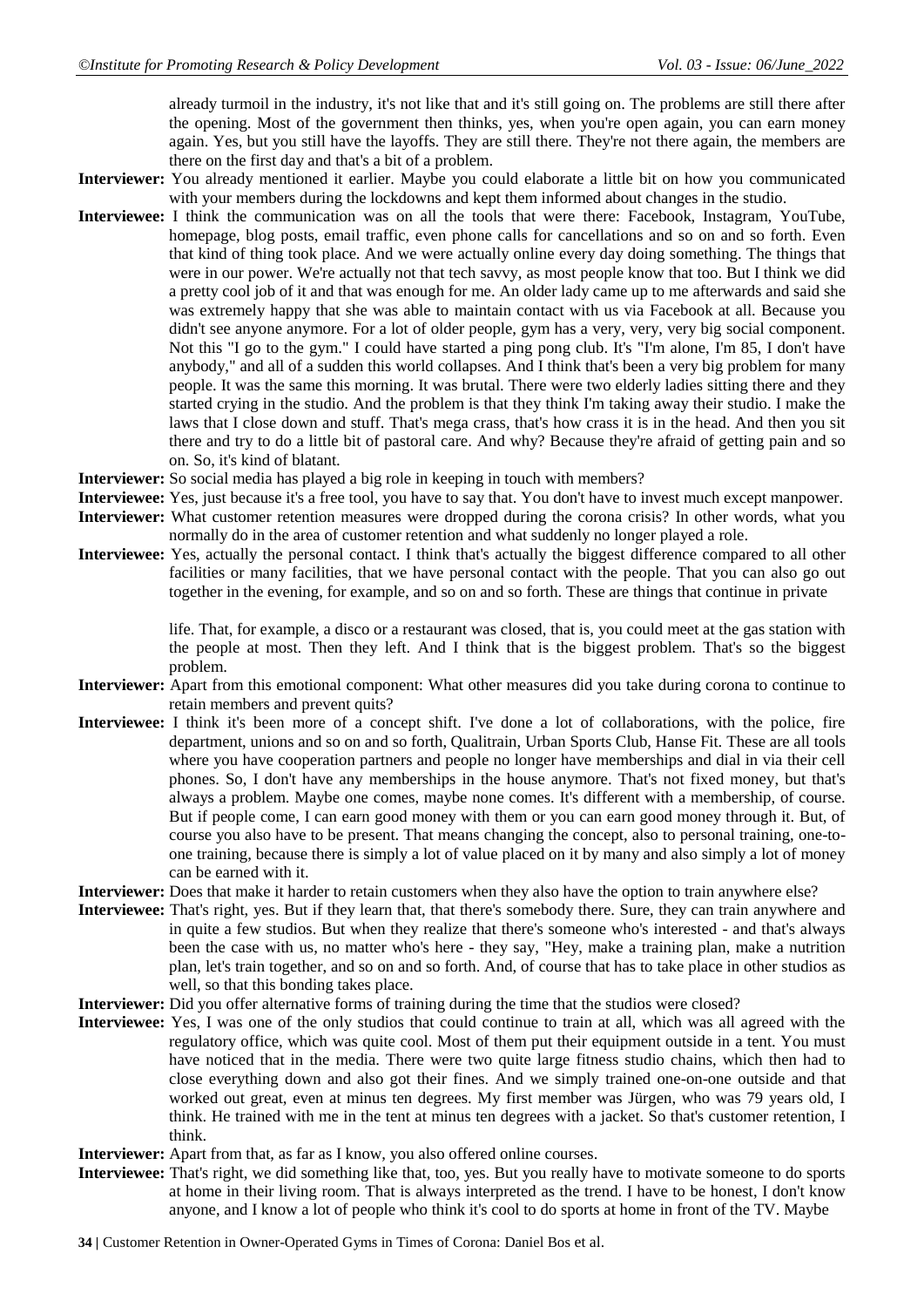already turmoil in the industry, it's not like that and it's still going on. The problems are still there after the opening. Most of the government then thinks, yes, when you're open again, you can earn money again. Yes, but you still have the layoffs. They are still there. They're not there again, the members are there on the first day and that's a bit of a problem.

**Interviewer:** You already mentioned it earlier. Maybe you could elaborate a little bit on how you communicated with your members during the lockdowns and kept them informed about changes in the studio.

**Interviewee:** I think the communication was on all the tools that were there: Facebook, Instagram, YouTube, homepage, blog posts, email traffic, even phone calls for cancellations and so on and so forth. Even that kind of thing took place. And we were actually online every day doing something. The things that were in our power. We're actually not that tech savvy, as most people know that too. But I think we did a pretty cool job of it and that was enough for me. An older lady came up to me afterwards and said she was extremely happy that she was able to maintain contact with us via Facebook at all. Because you didn't see anyone anymore. For a lot of older people, gym has a very, very, very big social component. Not this "I go to the gym." I could have started a ping pong club. It's "I'm alone, I'm 85, I don't have anybody," and all of a sudden this world collapses. And I think that's been a very big problem for many people. It was the same this morning. It was brutal. There were two elderly ladies sitting there and they started crying in the studio. And the problem is that they think I'm taking away their studio. I make the laws that I close down and stuff. That's mega crass, that's how crass it is in the head. And then you sit there and try to do a little bit of pastoral care. And why? Because they're afraid of getting pain and so on. So, it's kind of blatant.

**Interviewer:** So social media has played a big role in keeping in touch with members?

**Interviewee:** Yes, just because it's a free tool, you have to say that. You don't have to invest much except manpower.

**Interviewer:** What customer retention measures were dropped during the corona crisis? In other words, what you normally do in the area of customer retention and what suddenly no longer played a role.

**Interviewee:** Yes, actually the personal contact. I think that's actually the biggest difference compared to all other facilities or many facilities, that we have personal contact with the people. That you can also go out together in the evening, for example, and so on and so forth. These are things that continue in private life. That, for example, a disco or a restaurant was closed, that is, you could meet at the gas station with the people at most. Then they left. And I think that is the biggest problem. That's so the biggest problem.

**Interviewer:** Apart from this emotional component: What other measures did you take during corona to continue to retain members and prevent quits?

**Interviewee:** I think it's been more of a concept shift. I've done a lot of collaborations, with the police, fire department, unions and so on and so forth, Qualitrain, Urban Sports Club, Hanse Fit. These are all tools where you have cooperation partners and people no longer have memberships and dial in via their cell phones. So, I don't have any memberships in the house anymore. That's not fixed money, but that's always a problem. Maybe one comes, maybe none comes. It's different with a membership, of course. But if people come, I can earn good money with them or you can earn good money through it. But, of course you also have to be present. That means changing the concept, also to personal training, one-to-one training, because there is simply a lot of value placed on it by many and also simply a lot of money can be earned with it.

**Interviewer:** Does that make it harder to retain customers when they also have the option to train anywhere else?

**Interviewee:** That's right, yes. But if they learn that, that there's somebody there. Sure, they can train anywhere and in quite a few studios. But when they realize that there's someone who's interested - and that's always been the case with us, no matter who's here - they say, "Hey, make a training plan, make a nutrition plan, let's train together, and so on and so forth. And, of course that has to take place in other studios as well, so that this bonding takes place.

**Interviewer:** Did you offer alternative forms of training during the time that the studios were closed?

**Interviewee:** Yes, I was one of the only studios that could continue to train at all, which was all agreed with the regulatory office, which was quite cool. Most of them put their equipment outside in a tent. You must have noticed that in the media. There were two quite large fitness studio chains, which then had to close everything down and also got their fines. And we simply trained one-on-one outside and that worked out great, even at minus ten degrees. My first member was Jürgen, who was 79 years old, I think. He trained with me in the tent at minus ten degrees with a jacket. So that's customer retention, I think.

**Interviewer:** Apart from that, as far as I know, you also offered online courses.

**Interviewee:** That's right, we did something like that, too, yes. But you really have to motivate someone to do sports at home in their living room. That is always interpreted as the trend. I have to be honest, I don't know anyone, and I know a lot of people who think it's cool to do sports at home in front of the TV. Maybe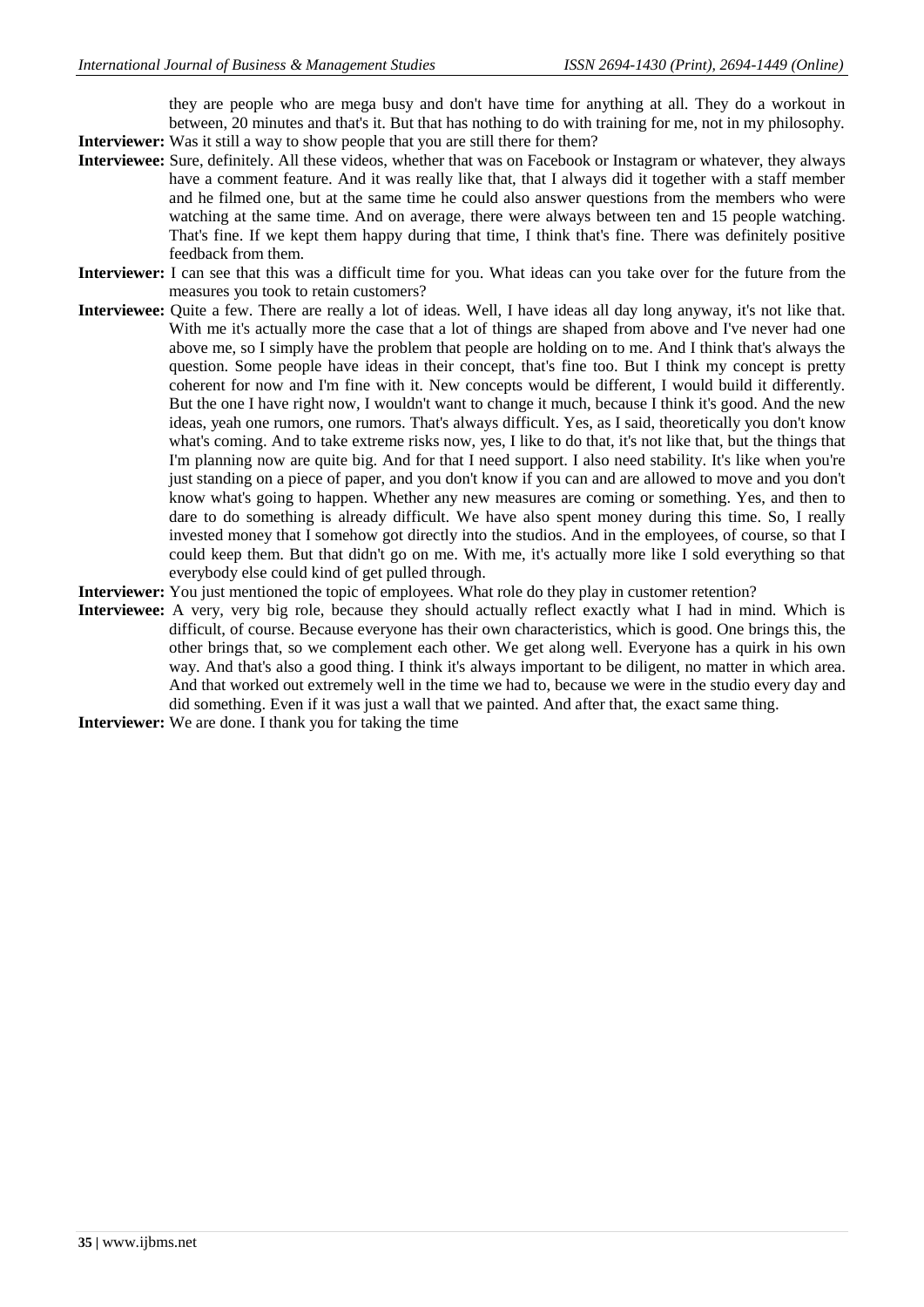they are people who are mega busy and don't have time for anything at all. They do a workout in between, 20 minutes and that's it. But that has nothing to do with training for me, not in my philosophy.

**Interviewer:** Was it still a way to show people that you are still there for them?

**Interviewee:** Sure, definitely. All these videos, whether that was on Facebook or Instagram or whatever, they always have a comment feature. And it was really like that, that I always did it together with a staff member and he filmed one, but at the same time he could also answer questions from the members who were watching at the same time. And on average, there were always between ten and 15 people watching. That's fine. If we kept them happy during that time, I think that's fine. There was definitely positive feedback from them.

**Interviewer:** I can see that this was a difficult time for you. What ideas can you take over for the future from the measures you took to retain customers?

**Interviewee:** Quite a few. There are really a lot of ideas. Well, I have ideas all day long anyway, it's not like that. With me it's actually more the case that a lot of things are shaped from above and I've never had one above me, so I simply have the problem that people are holding on to me. And I think that's always the question. Some people have ideas in their concept, that's fine too. But I think my concept is pretty coherent for now and I'm fine with it. New concepts would be different, I would build it differently. But the one I have right now, I wouldn't want to change it much, because I think it's good. And the new ideas, yeah one rumors, one rumors. That's always difficult. Yes, as I said, theoretically you don't know what's coming. And to take extreme risks now, yes, I like to do that, it's not like that, but the things that I'm planning now are quite big. And for that I need support. I also need stability. It's like when you're just standing on a piece of paper, and you don't know if you can and are allowed to move and you don't know what's going to happen. Whether any new measures are coming or something. Yes, and then to dare to do something is already difficult. We have also spent money during this time. So, I really invested money that I somehow got directly into the studios. And in the employees, of course, so that I could keep them. But that didn't go on me. With me, it's actually more like I sold everything so that everybody else could kind of get pulled through.

**Interviewer:** You just mentioned the topic of employees. What role do they play in customer retention?

**Interviewee:** A very, very big role, because they should actually reflect exactly what I had in mind. Which is difficult, of course. Because everyone has their own characteristics, which is good. One brings this, the other brings that, so we complement each other. We get along well. Everyone has a quirk in his own way. And that's also a good thing. I think it's always important to be diligent, no matter in which area. And that worked out extremely well in the time we had to, because we were in the studio every day and did something. Even if it was just a wall that we painted. And after that, the exact same thing.

**Interviewer:** We are done. I thank you for taking the time